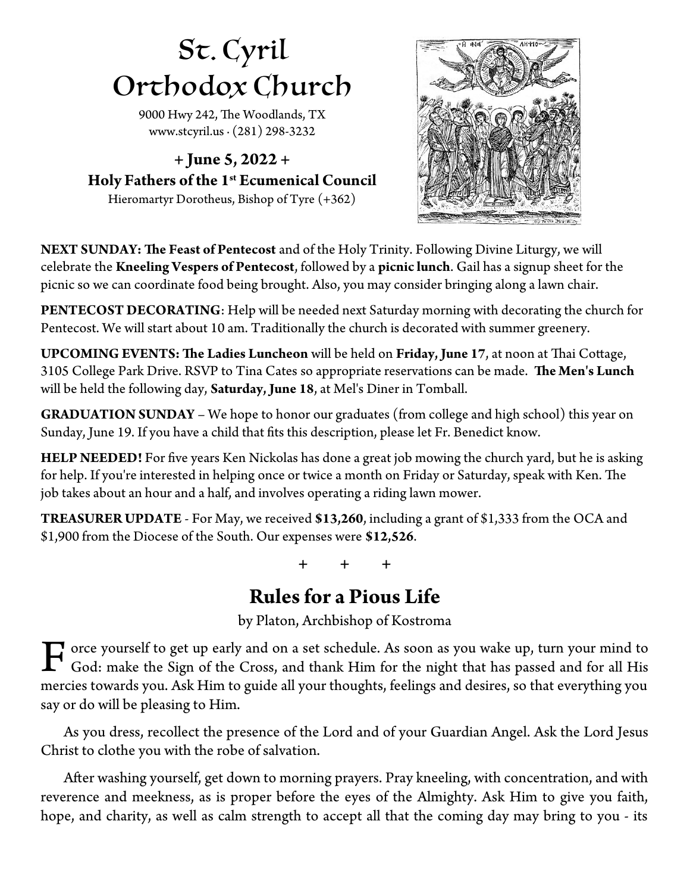# St. Cyril Orthodox Church

9000 Hwy 242, The Woodlands, TX
www.stcyril.us · (281) 298-3232

**+ June 5, 2022 +**

**Holy Fathers of the 1st Ecumenical Council**

Hieromartyr Dorotheus, Bishop of Tyre (+362)

**NEXT SUNDAY: The Feast of Pentecost** and of the Holy Trinity. Following Divine Liturgy, we will celebrate the **Kneeling Vespers of Pentecost**, followed by a **picnic lunch**. Gail has a signup sheet for the picnic so we can coordinate food being brought. Also, you may consider bringing along a lawn chair.

**PENTECOST DECORATING**: Help will be needed next Saturday morning with decorating the church for Pentecost. We will start about 10 am. Traditionally the church is decorated with summer greenery.

**UPCOMING EVENTS: The Ladies Luncheon** will be held on **Friday, June 17**, at noon at Thai Cottage, 3105 College Park Drive. RSVP to Tina Cates so appropriate reservations can be made. **The Men's Lunch** will be held the following day, **Saturday, June 18**, at Mel's Diner in Tomball.

**GRADUATION SUNDAY** – We hope to honor our graduates (from college and high school) this year on Sunday, June 19. If you have a child that fits this description, please let Fr. Benedict know.

**HELP NEEDED!** For five years Ken Nickolas has done a great job mowing the church yard, but he is asking for help. If you're interested in helping once or twice a month on Friday or Saturday, speak with Ken. The job takes about an hour and a half, and involves operating a riding lawn mower.

**TREASURER UPDATE** - For May, we received **$13,260**, including a grant of $1,333 from the OCA and $1,900 from the Diocese of the South. Our expenses were **$12,526**.

+ + +

## Rules for a Pious Life

by Platon, Archbishop of Kostroma

Force yourself to get up early and on a set schedule. As soon as you wake up, turn your mind to God: make the Sign of the Cross, and thank Him for the night that has passed and for all His mercies towards you. Ask Him to guide all your thoughts, feelings and desires, so that everything you say or do will be pleasing to Him.

As you dress, recollect the presence of the Lord and of your Guardian Angel. Ask the Lord Jesus Christ to clothe you with the robe of salvation.

After washing yourself, get down to morning prayers. Pray kneeling, with concentration, and with reverence and meekness, as is proper before the eyes of the Almighty. Ask Him to give you faith, hope, and charity, as well as calm strength to accept all that the coming day may bring to you - its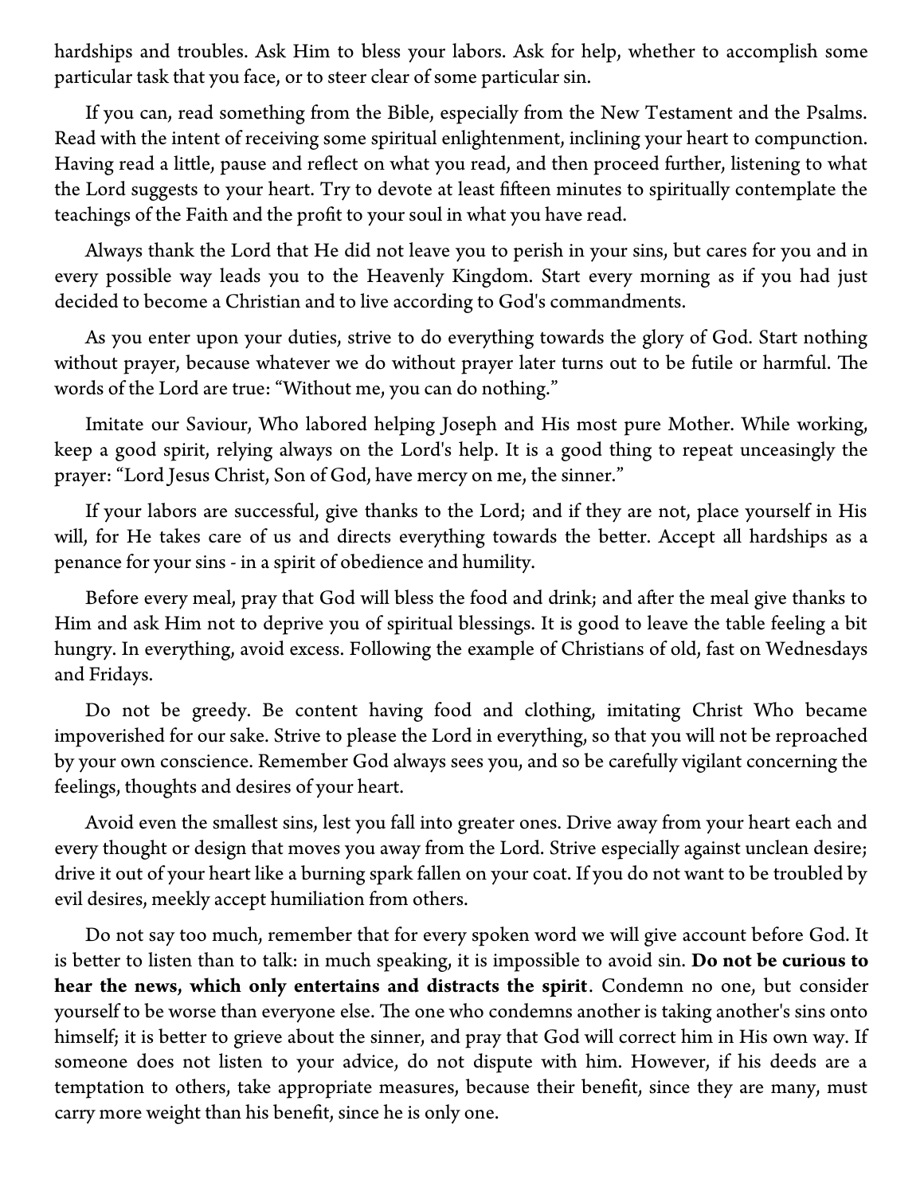hardships and troubles. Ask Him to bless your labors. Ask for help, whether to accomplish some particular task that you face, or to steer clear of some particular sin.

If you can, read something from the Bible, especially from the New Testament and the Psalms. Read with the intent of receiving some spiritual enlightenment, inclining your heart to compunction. Having read a little, pause and reflect on what you read, and then proceed further, listening to what the Lord suggests to your heart. Try to devote at least fifteen minutes to spiritually contemplate the teachings of the Faith and the profit to your soul in what you have read.

Always thank the Lord that He did not leave you to perish in your sins, but cares for you and in every possible way leads you to the Heavenly Kingdom. Start every morning as if you had just decided to become a Christian and to live according to God's commandments.

As you enter upon your duties, strive to do everything towards the glory of God. Start nothing without prayer, because whatever we do without prayer later turns out to be futile or harmful. The words of the Lord are true: "Without me, you can do nothing."

Imitate our Saviour, Who labored helping Joseph and His most pure Mother. While working, keep a good spirit, relying always on the Lord's help. It is a good thing to repeat unceasingly the prayer: "Lord Jesus Christ, Son of God, have mercy on me, the sinner."

If your labors are successful, give thanks to the Lord; and if they are not, place yourself in His will, for He takes care of us and directs everything towards the better. Accept all hardships as a penance for your sins - in a spirit of obedience and humility.

Before every meal, pray that God will bless the food and drink; and after the meal give thanks to Him and ask Him not to deprive you of spiritual blessings. It is good to leave the table feeling a bit hungry. In everything, avoid excess. Following the example of Christians of old, fast on Wednesdays and Fridays.

Do not be greedy. Be content having food and clothing, imitating Christ Who became impoverished for our sake. Strive to please the Lord in everything, so that you will not be reproached by your own conscience. Remember God always sees you, and so be carefully vigilant concerning the feelings, thoughts and desires of your heart.

Avoid even the smallest sins, lest you fall into greater ones. Drive away from your heart each and every thought or design that moves you away from the Lord. Strive especially against unclean desire; drive it out of your heart like a burning spark fallen on your coat. If you do not want to be troubled by evil desires, meekly accept humiliation from others.

Do not say too much, remember that for every spoken word we will give account before God. It is better to listen than to talk: in much speaking, it is impossible to avoid sin. **Do not be curious to hear the news, which only entertains and distracts the spirit**. Condemn no one, but consider yourself to be worse than everyone else. The one who condemns another is taking another's sins onto himself; it is better to grieve about the sinner, and pray that God will correct him in His own way. If someone does not listen to your advice, do not dispute with him. However, if his deeds are a temptation to others, take appropriate measures, because their benefit, since they are many, must carry more weight than his benefit, since he is only one.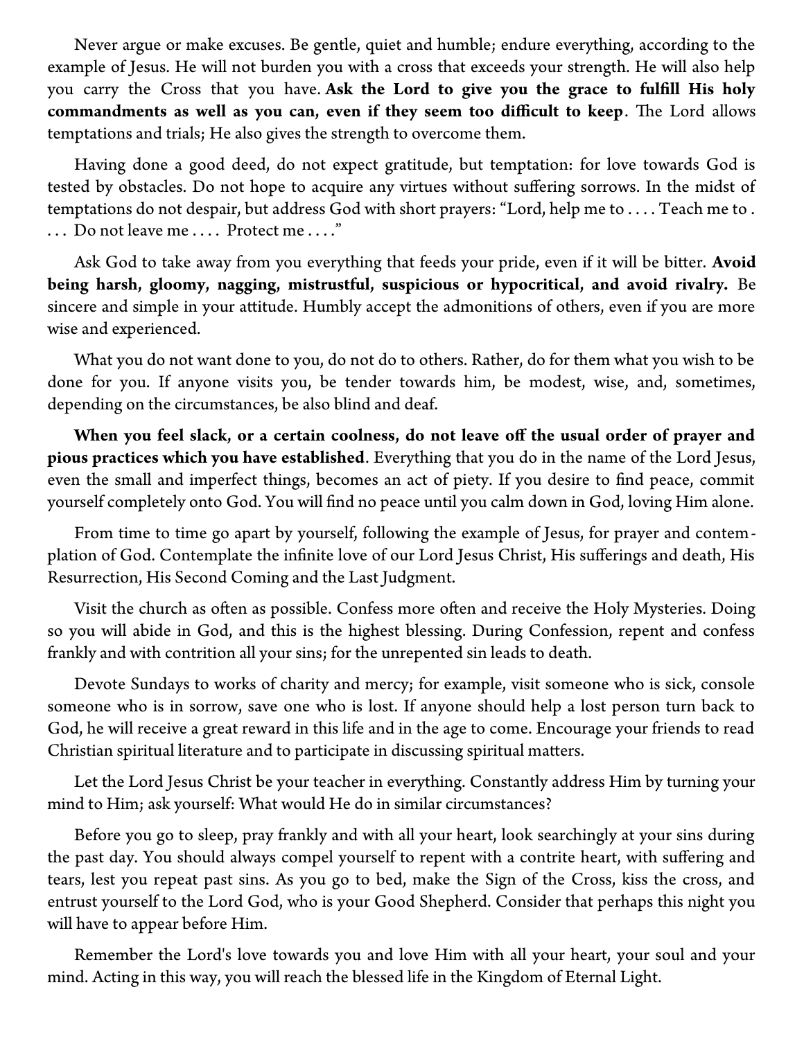Never argue or make excuses. Be gentle, quiet and humble; endure everything, according to the example of Jesus. He will not burden you with a cross that exceeds your strength. He will also help you carry the Cross that you have. **Ask the Lord to give you the grace to fulfill His holy commandments as well as you can, even if they seem too difficult to keep**. The Lord allows temptations and trials; He also gives the strength to overcome them.

Having done a good deed, do not expect gratitude, but temptation: for love towards God is tested by obstacles. Do not hope to acquire any virtues without suffering sorrows. In the midst of temptations do not despair, but address God with short prayers: "Lord, help me to . . . . Teach me to . . . . Do not leave me . . . . Protect me . . . ."

Ask God to take away from you everything that feeds your pride, even if it will be bitter. **Avoid being harsh, gloomy, nagging, mistrustful, suspicious or hypocritical, and avoid rivalry.** Be sincere and simple in your attitude. Humbly accept the admonitions of others, even if you are more wise and experienced.

What you do not want done to you, do not do to others. Rather, do for them what you wish to be done for you. If anyone visits you, be tender towards him, be modest, wise, and, sometimes, depending on the circumstances, be also blind and deaf.

**When you feel slack, or a certain coolness, do not leave off the usual order of prayer and pious practices which you have established**. Everything that you do in the name of the Lord Jesus, even the small and imperfect things, becomes an act of piety. If you desire to find peace, commit yourself completely onto God. You will find no peace until you calm down in God, loving Him alone.

From time to time go apart by yourself, following the example of Jesus, for prayer and contemplation of God. Contemplate the infinite love of our Lord Jesus Christ, His sufferings and death, His Resurrection, His Second Coming and the Last Judgment.

Visit the church as often as possible. Confess more often and receive the Holy Mysteries. Doing so you will abide in God, and this is the highest blessing. During Confession, repent and confess frankly and with contrition all your sins; for the unrepented sin leads to death.

Devote Sundays to works of charity and mercy; for example, visit someone who is sick, console someone who is in sorrow, save one who is lost. If anyone should help a lost person turn back to God, he will receive a great reward in this life and in the age to come. Encourage your friends to read Christian spiritual literature and to participate in discussing spiritual matters.

Let the Lord Jesus Christ be your teacher in everything. Constantly address Him by turning your mind to Him; ask yourself: What would He do in similar circumstances?

Before you go to sleep, pray frankly and with all your heart, look searchingly at your sins during the past day. You should always compel yourself to repent with a contrite heart, with suffering and tears, lest you repeat past sins. As you go to bed, make the Sign of the Cross, kiss the cross, and entrust yourself to the Lord God, who is your Good Shepherd. Consider that perhaps this night you will have to appear before Him.

Remember the Lord's love towards you and love Him with all your heart, your soul and your mind. Acting in this way, you will reach the blessed life in the Kingdom of Eternal Light.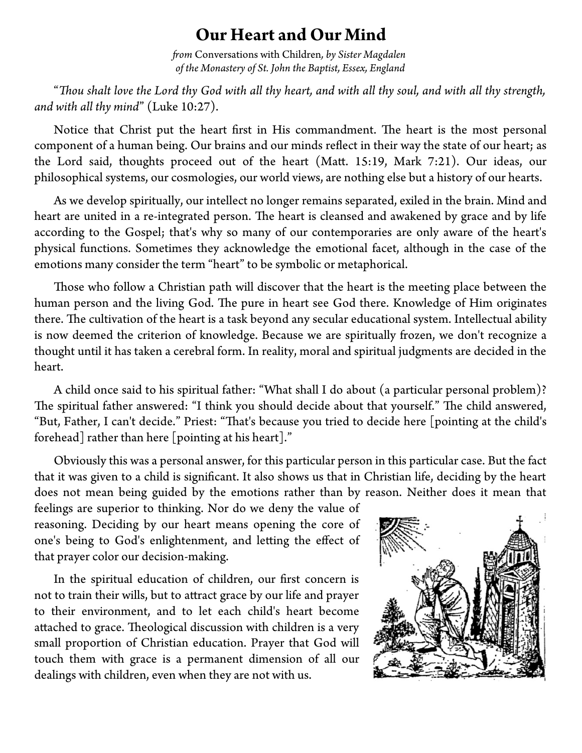# Our Heart and Our Mind

*from* Conversations with Children*, by Sister Magdalen of the Monastery of St. John the Baptist, Essex, England*

"*Thou shalt love the Lord thy God with all thy heart, and with all thy soul, and with all thy strength, and with all thy mind*" (Luke 10:27).

Notice that Christ put the heart first in His commandment. The heart is the most personal component of a human being. Our brains and our minds reflect in their way the state of our heart; as the Lord said, thoughts proceed out of the heart (Matt. 15:19, Mark 7:21). Our ideas, our philosophical systems, our cosmologies, our world views, are nothing else but a history of our hearts.

As we develop spiritually, our intellect no longer remains separated, exiled in the brain. Mind and heart are united in a re-integrated person. The heart is cleansed and awakened by grace and by life according to the Gospel; that's why so many of our contemporaries are only aware of the heart's physical functions. Sometimes they acknowledge the emotional facet, although in the case of the emotions many consider the term "heart" to be symbolic or metaphorical.

Those who follow a Christian path will discover that the heart is the meeting place between the human person and the living God. The pure in heart see God there. Knowledge of Him originates there. The cultivation of the heart is a task beyond any secular educational system. Intellectual ability is now deemed the criterion of knowledge. Because we are spiritually frozen, we don't recognize a thought until it has taken a cerebral form. In reality, moral and spiritual judgments are decided in the heart.

A child once said to his spiritual father: "What shall I do about (a particular personal problem)? The spiritual father answered: "I think you should decide about that yourself." The child answered, "But, Father, I can't decide." Priest: "That's because you tried to decide here [pointing at the child's forehead] rather than here [pointing at his heart]."

Obviously this was a personal answer, for this particular person in this particular case. But the fact that it was given to a child is significant. It also shows us that in Christian life, deciding by the heart does not mean being guided by the emotions rather than by reason. Neither does it mean that feelings are superior to thinking. Nor do we deny the value of reasoning. Deciding by our heart means opening the core of one's being to God's enlightenment, and letting the effect of that prayer color our decision-making.

In the spiritual education of children, our first concern is not to train their wills, but to attract grace by our life and prayer to their environment, and to let each child's heart become attached to grace. Theological discussion with children is a very small proportion of Christian education. Prayer that God will touch them with grace is a permanent dimension of all our dealings with children, even when they are not with us.